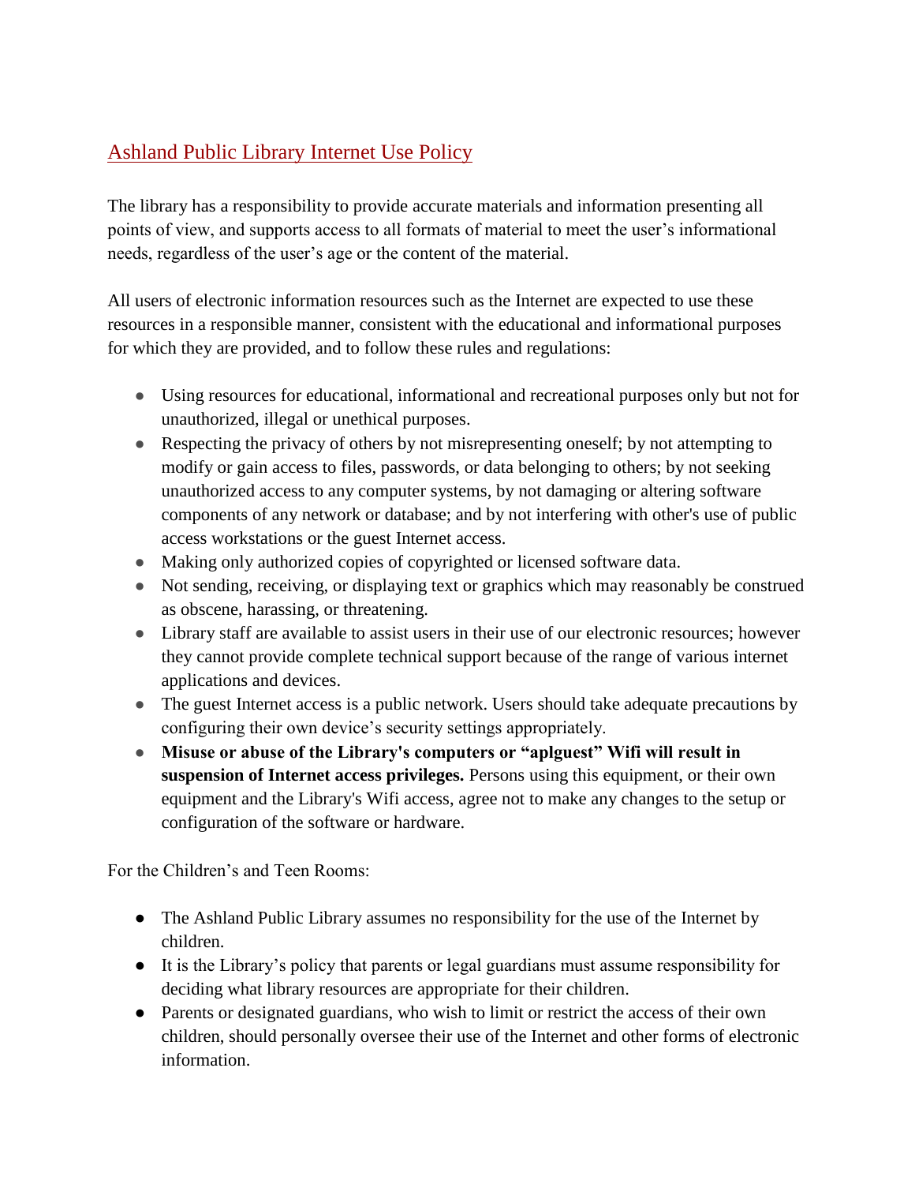# Ashland Public Library Internet Use Policy

The library has a responsibility to provide accurate materials and information presenting all points of view, and supports access to all formats of material to meet the user's informational needs, regardless of the user's age or the content of the material.

All users of electronic information resources such as the Internet are expected to use these resources in a responsible manner, consistent with the educational and informational purposes for which they are provided, and to follow these rules and regulations:

- Using resources for educational, informational and recreational purposes only but not for unauthorized, illegal or unethical purposes.
- Respecting the privacy of others by not misrepresenting oneself; by not attempting to modify or gain access to files, passwords, or data belonging to others; by not seeking unauthorized access to any computer systems, by not damaging or altering software components of any network or database; and by not interfering with other's use of public access workstations or the guest Internet access.
- Making only authorized copies of copyrighted or licensed software data.
- Not sending, receiving, or displaying text or graphics which may reasonably be construed as obscene, harassing, or threatening.
- Library staff are available to assist users in their use of our electronic resources; however they cannot provide complete technical support because of the range of various internet applications and devices.
- The guest Internet access is a public network. Users should take adequate precautions by configuring their own device's security settings appropriately.
- **Misuse or abuse of the Library's computers or "aplguest" Wifi will result in suspension of Internet access privileges.** Persons using this equipment, or their own equipment and the Library's Wifi access, agree not to make any changes to the setup or configuration of the software or hardware.

For the Children's and Teen Rooms:

- The Ashland Public Library assumes no responsibility for the use of the Internet by children.
- It is the Library's policy that parents or legal guardians must assume responsibility for deciding what library resources are appropriate for their children.
- Parents or designated guardians, who wish to limit or restrict the access of their own children, should personally oversee their use of the Internet and other forms of electronic information.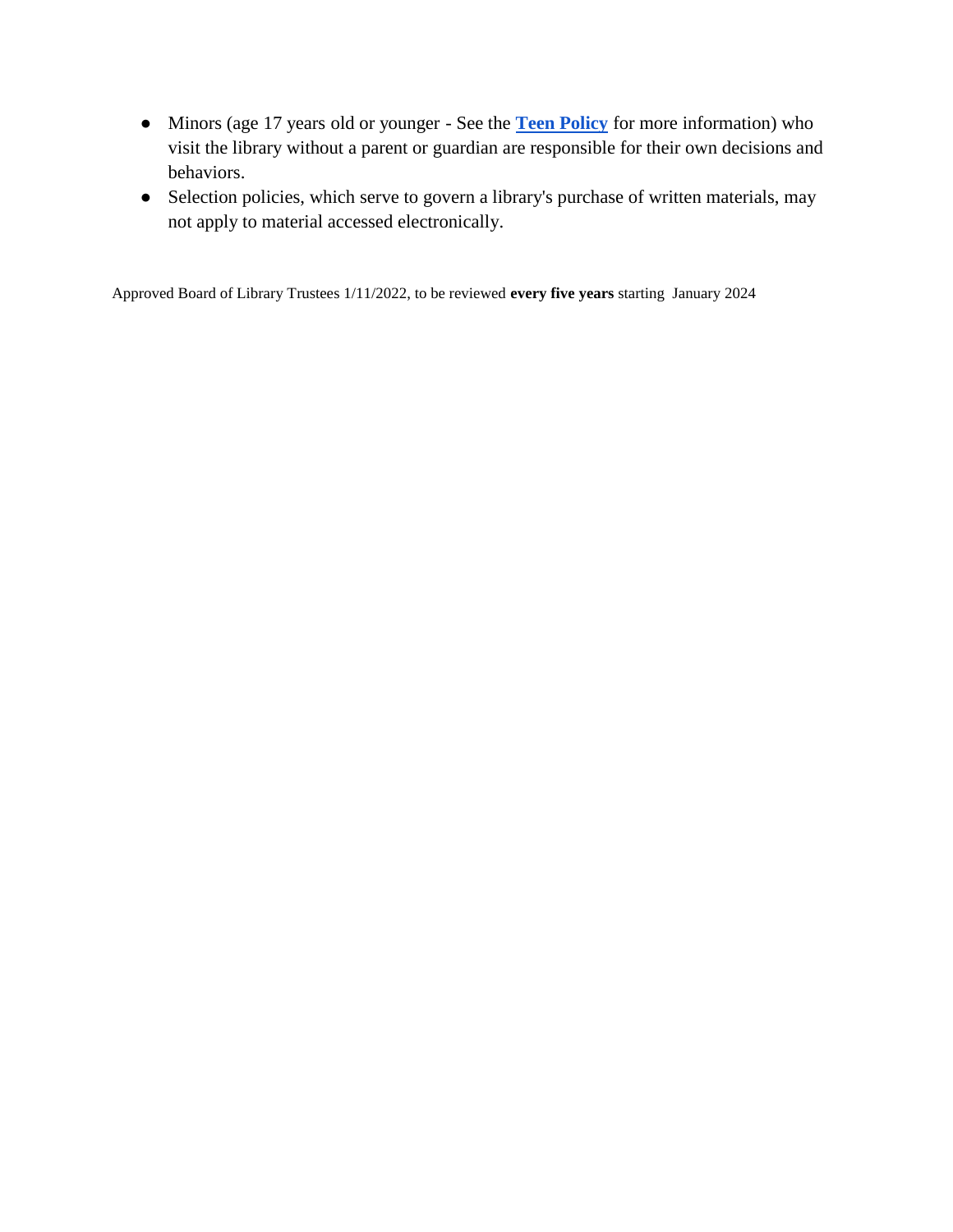- Minors (age 17 years old or younger - See the **Teen Policy** for more information) who visit the library without a parent or guardian are responsible for their own decisions and behaviors.
- Selection policies, which serve to govern a library's purchase of written materials, may not apply to material accessed electronically.

Approved Board of Library Trustees 1/11/2022, to be reviewed **every five years** starting January 2024